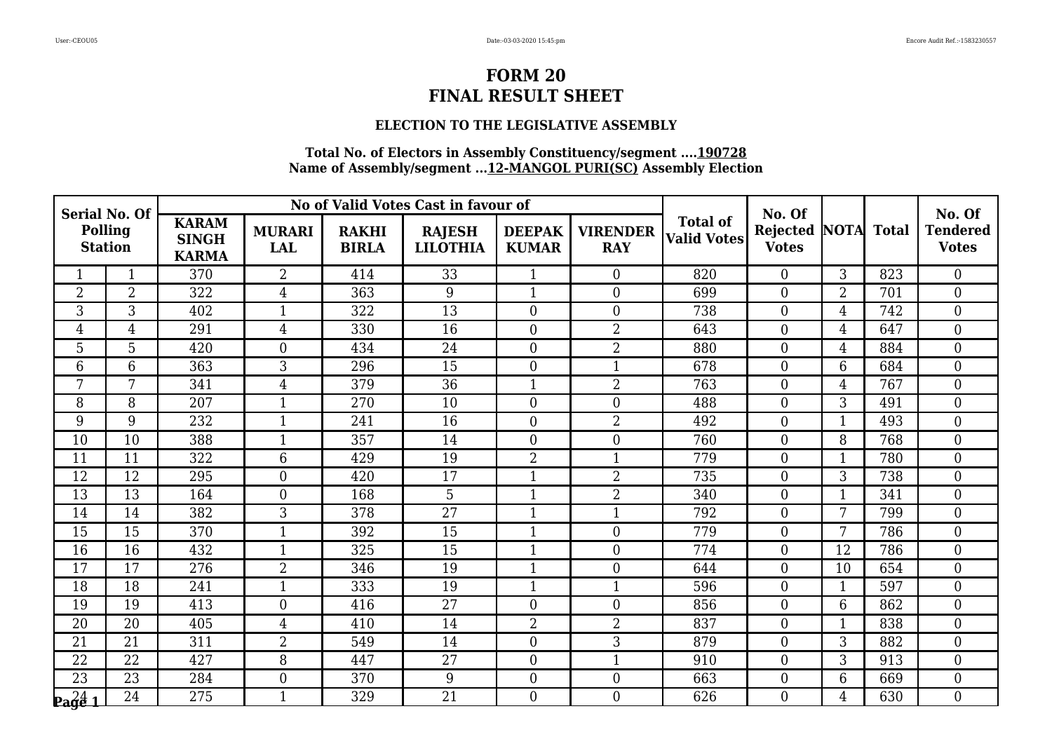# FORM 20
# FINAL RESULT SHEET

### ELECTION TO THE LEGISLATIVE ASSEMBLY

**Total No. of Electors in Assembly Constituency/segment ....190728**
**Name of Assembly/segment ...12-MANGOL PURI(SC) Assembly Election**

| Serial No. Of Polling Station | | No of Valid Votes Cast in favour of | | | | | | Total of Valid Votes | No. Of Rejected Votes | NOTA | Total | No. Of Tendered Votes |
|---|---|---|---|---|---|---|---|---|---|---|---|---|
| | | KARAM SINGH KARMA | MURARI LAL | RAKHI BIRLA | RAJESH LILOTHIA | DEEPAK KUMAR | VIRENDER RAY | | | | | |
| 1 | 1 | 370 | 2 | 414 | 33 | 1 | 0 | 820 | 0 | 3 | 823 | 0 |
| 2 | 2 | 322 | 4 | 363 | 9 | 1 | 0 | 699 | 0 | 2 | 701 | 0 |
| 3 | 3 | 402 | 1 | 322 | 13 | 0 | 0 | 738 | 0 | 4 | 742 | 0 |
| 4 | 4 | 291 | 4 | 330 | 16 | 0 | 2 | 643 | 0 | 4 | 647 | 0 |
| 5 | 5 | 420 | 0 | 434 | 24 | 0 | 2 | 880 | 0 | 4 | 884 | 0 |
| 6 | 6 | 363 | 3 | 296 | 15 | 0 | 1 | 678 | 0 | 6 | 684 | 0 |
| 7 | 7 | 341 | 4 | 379 | 36 | 1 | 2 | 763 | 0 | 4 | 767 | 0 |
| 8 | 8 | 207 | 1 | 270 | 10 | 0 | 0 | 488 | 0 | 3 | 491 | 0 |
| 9 | 9 | 232 | 1 | 241 | 16 | 0 | 2 | 492 | 0 | 1 | 493 | 0 |
| 10 | 10 | 388 | 1 | 357 | 14 | 0 | 0 | 760 | 0 | 8 | 768 | 0 |
| 11 | 11 | 322 | 6 | 429 | 19 | 2 | 1 | 779 | 0 | 1 | 780 | 0 |
| 12 | 12 | 295 | 0 | 420 | 17 | 1 | 2 | 735 | 0 | 3 | 738 | 0 |
| 13 | 13 | 164 | 0 | 168 | 5 | 1 | 2 | 340 | 0 | 1 | 341 | 0 |
| 14 | 14 | 382 | 3 | 378 | 27 | 1 | 1 | 792 | 0 | 7 | 799 | 0 |
| 15 | 15 | 370 | 1 | 392 | 15 | 1 | 0 | 779 | 0 | 7 | 786 | 0 |
| 16 | 16 | 432 | 1 | 325 | 15 | 1 | 0 | 774 | 0 | 12 | 786 | 0 |
| 17 | 17 | 276 | 2 | 346 | 19 | 1 | 0 | 644 | 0 | 10 | 654 | 0 |
| 18 | 18 | 241 | 1 | 333 | 19 | 1 | 1 | 596 | 0 | 1 | 597 | 0 |
| 19 | 19 | 413 | 0 | 416 | 27 | 0 | 0 | 856 | 0 | 6 | 862 | 0 |
| 20 | 20 | 405 | 4 | 410 | 14 | 2 | 2 | 837 | 0 | 1 | 838 | 0 |
| 21 | 21 | 311 | 2 | 549 | 14 | 0 | 3 | 879 | 0 | 3 | 882 | 0 |
| 22 | 22 | 427 | 8 | 447 | 27 | 0 | 1 | 910 | 0 | 3 | 913 | 0 |
| 23 | 23 | 284 | 0 | 370 | 9 | 0 | 0 | 663 | 0 | 6 | 669 | 0 |
| 24 | 24 | 275 | 1 | 329 | 21 | 0 | 0 | 626 | 0 | 4 | 630 | 0 |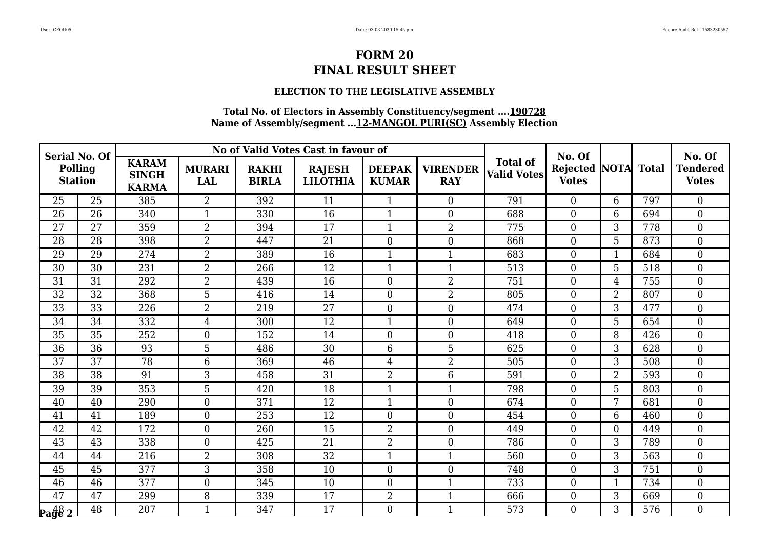# FORM 20
# FINAL RESULT SHEET

### ELECTION TO THE LEGISLATIVE ASSEMBLY

**Total No. of Electors in Assembly Constituency/segment ....190728**
**Name of Assembly/segment ...12-MANGOL PURI(SC) Assembly Election**

| Serial No. Of Polling Station | | No of Valid Votes Cast in favour of | | | | | | Total of Valid Votes | No. Of Rejected Votes | NOTA | Total | No. Of Tendered Votes |
|---|---|---|---|---|---|---|---|---|---|---|---|---|
| | | KARAM SINGH KARMA | MURARI LAL | RAKHI BIRLA | RAJESH LILOTHIA | DEEPAK KUMAR | VIRENDER RAY | | | | | |
| 25 | 25 | 385 | 2 | 392 | 11 | 1 | 0 | 791 | 0 | 6 | 797 | 0 |
| 26 | 26 | 340 | 1 | 330 | 16 | 1 | 0 | 688 | 0 | 6 | 694 | 0 |
| 27 | 27 | 359 | 2 | 394 | 17 | 1 | 2 | 775 | 0 | 3 | 778 | 0 |
| 28 | 28 | 398 | 2 | 447 | 21 | 0 | 0 | 868 | 0 | 5 | 873 | 0 |
| 29 | 29 | 274 | 2 | 389 | 16 | 1 | 1 | 683 | 0 | 1 | 684 | 0 |
| 30 | 30 | 231 | 2 | 266 | 12 | 1 | 1 | 513 | 0 | 5 | 518 | 0 |
| 31 | 31 | 292 | 2 | 439 | 16 | 0 | 2 | 751 | 0 | 4 | 755 | 0 |
| 32 | 32 | 368 | 5 | 416 | 14 | 0 | 2 | 805 | 0 | 2 | 807 | 0 |
| 33 | 33 | 226 | 2 | 219 | 27 | 0 | 0 | 474 | 0 | 3 | 477 | 0 |
| 34 | 34 | 332 | 4 | 300 | 12 | 1 | 0 | 649 | 0 | 5 | 654 | 0 |
| 35 | 35 | 252 | 0 | 152 | 14 | 0 | 0 | 418 | 0 | 8 | 426 | 0 |
| 36 | 36 | 93 | 5 | 486 | 30 | 6 | 5 | 625 | 0 | 3 | 628 | 0 |
| 37 | 37 | 78 | 6 | 369 | 46 | 4 | 2 | 505 | 0 | 3 | 508 | 0 |
| 38 | 38 | 91 | 3 | 458 | 31 | 2 | 6 | 591 | 0 | 2 | 593 | 0 |
| 39 | 39 | 353 | 5 | 420 | 18 | 1 | 1 | 798 | 0 | 5 | 803 | 0 |
| 40 | 40 | 290 | 0 | 371 | 12 | 1 | 0 | 674 | 0 | 7 | 681 | 0 |
| 41 | 41 | 189 | 0 | 253 | 12 | 0 | 0 | 454 | 0 | 6 | 460 | 0 |
| 42 | 42 | 172 | 0 | 260 | 15 | 2 | 0 | 449 | 0 | 0 | 449 | 0 |
| 43 | 43 | 338 | 0 | 425 | 21 | 2 | 0 | 786 | 0 | 3 | 789 | 0 |
| 44 | 44 | 216 | 2 | 308 | 32 | 1 | 1 | 560 | 0 | 3 | 563 | 0 |
| 45 | 45 | 377 | 3 | 358 | 10 | 0 | 0 | 748 | 0 | 3 | 751 | 0 |
| 46 | 46 | 377 | 0 | 345 | 10 | 0 | 1 | 733 | 0 | 1 | 734 | 0 |
| 47 | 47 | 299 | 8 | 339 | 17 | 2 | 1 | 666 | 0 | 3 | 669 | 0 |
| 48 | 48 | 207 | 1 | 347 | 17 | 0 | 1 | 573 | 0 | 3 | 576 | 0 |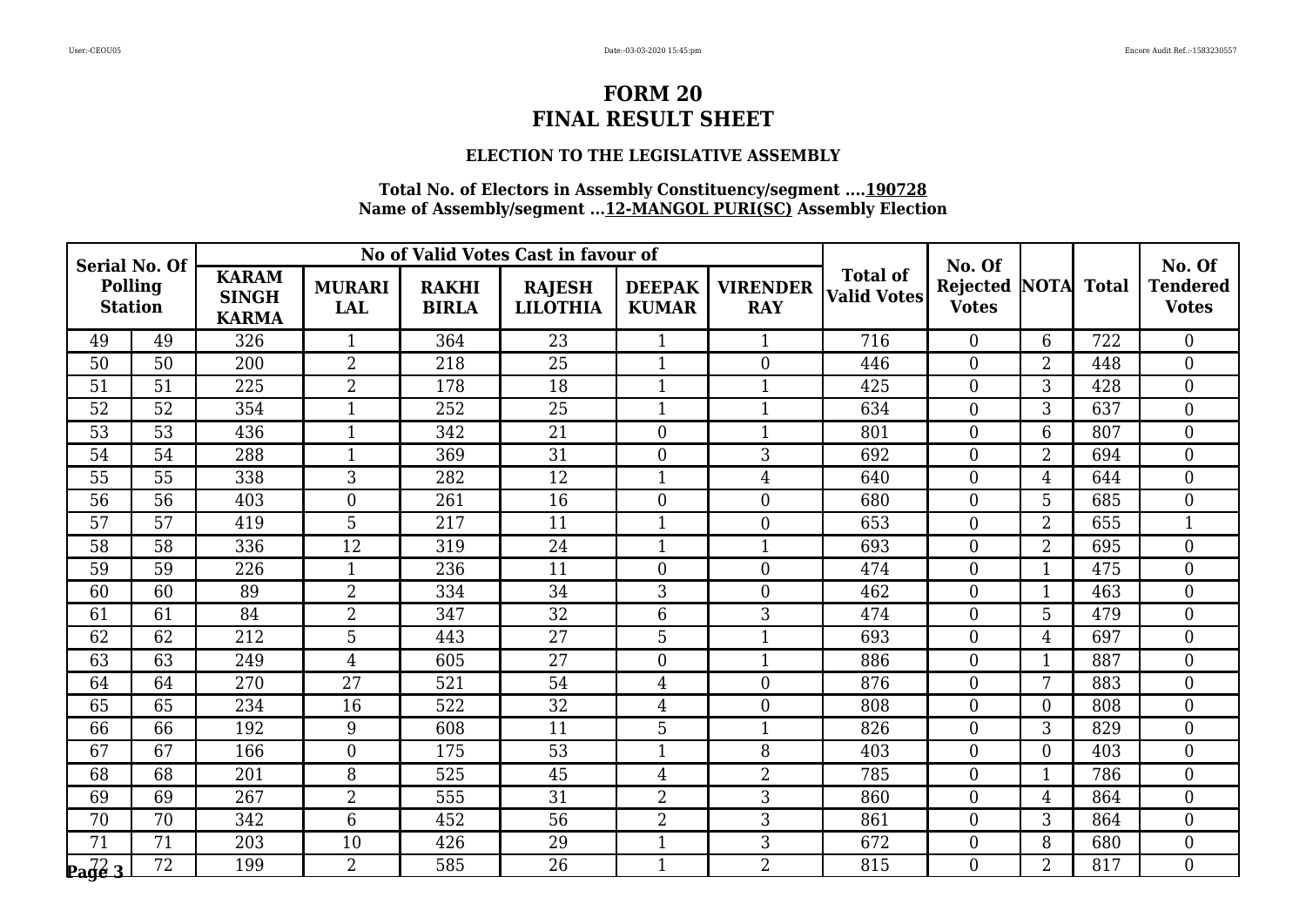# FORM 20
# FINAL RESULT SHEET

### ELECTION TO THE LEGISLATIVE ASSEMBLY

**Total No. of Electors in Assembly Constituency/segment ....190728**
**Name of Assembly/segment ...12-MANGOL PURI(SC) Assembly Election**

| Serial No. Of Polling Station | | No of Valid Votes Cast in favour of | | | | | | Total of Valid Votes | No. Of Rejected Votes | NOTA | Total | No. Of Tendered Votes |
|---|---|---|---|---|---|---|---|---|---|---|---|---|
| | | KARAM SINGH KARMA | MURARI LAL | RAKHI BIRLA | RAJESH LILOTHIA | DEEPAK KUMAR | VIRENDER RAY | | | | | |
| 49 | 49 | 326 | 1 | 364 | 23 | 1 | 1 | 716 | 0 | 6 | 722 | 0 |
| 50 | 50 | 200 | 2 | 218 | 25 | 1 | 0 | 446 | 0 | 2 | 448 | 0 |
| 51 | 51 | 225 | 2 | 178 | 18 | 1 | 1 | 425 | 0 | 3 | 428 | 0 |
| 52 | 52 | 354 | 1 | 252 | 25 | 1 | 1 | 634 | 0 | 3 | 637 | 0 |
| 53 | 53 | 436 | 1 | 342 | 21 | 0 | 1 | 801 | 0 | 6 | 807 | 0 |
| 54 | 54 | 288 | 1 | 369 | 31 | 0 | 3 | 692 | 0 | 2 | 694 | 0 |
| 55 | 55 | 338 | 3 | 282 | 12 | 1 | 4 | 640 | 0 | 4 | 644 | 0 |
| 56 | 56 | 403 | 0 | 261 | 16 | 0 | 0 | 680 | 0 | 5 | 685 | 0 |
| 57 | 57 | 419 | 5 | 217 | 11 | 1 | 0 | 653 | 0 | 2 | 655 | 1 |
| 58 | 58 | 336 | 12 | 319 | 24 | 1 | 1 | 693 | 0 | 2 | 695 | 0 |
| 59 | 59 | 226 | 1 | 236 | 11 | 0 | 0 | 474 | 0 | 1 | 475 | 0 |
| 60 | 60 | 89 | 2 | 334 | 34 | 3 | 0 | 462 | 0 | 1 | 463 | 0 |
| 61 | 61 | 84 | 2 | 347 | 32 | 6 | 3 | 474 | 0 | 5 | 479 | 0 |
| 62 | 62 | 212 | 5 | 443 | 27 | 5 | 1 | 693 | 0 | 4 | 697 | 0 |
| 63 | 63 | 249 | 4 | 605 | 27 | 0 | 1 | 886 | 0 | 1 | 887 | 0 |
| 64 | 64 | 270 | 27 | 521 | 54 | 4 | 0 | 876 | 0 | 7 | 883 | 0 |
| 65 | 65 | 234 | 16 | 522 | 32 | 4 | 0 | 808 | 0 | 0 | 808 | 0 |
| 66 | 66 | 192 | 9 | 608 | 11 | 5 | 1 | 826 | 0 | 3 | 829 | 0 |
| 67 | 67 | 166 | 0 | 175 | 53 | 1 | 8 | 403 | 0 | 0 | 403 | 0 |
| 68 | 68 | 201 | 8 | 525 | 45 | 4 | 2 | 785 | 0 | 1 | 786 | 0 |
| 69 | 69 | 267 | 2 | 555 | 31 | 2 | 3 | 860 | 0 | 4 | 864 | 0 |
| 70 | 70 | 342 | 6 | 452 | 56 | 2 | 3 | 861 | 0 | 3 | 864 | 0 |
| 71 | 71 | 203 | 10 | 426 | 29 | 1 | 3 | 672 | 0 | 8 | 680 | 0 |
| 72 | 72 | 199 | 2 | 585 | 26 | 1 | 2 | 815 | 0 | 2 | 817 | 0 |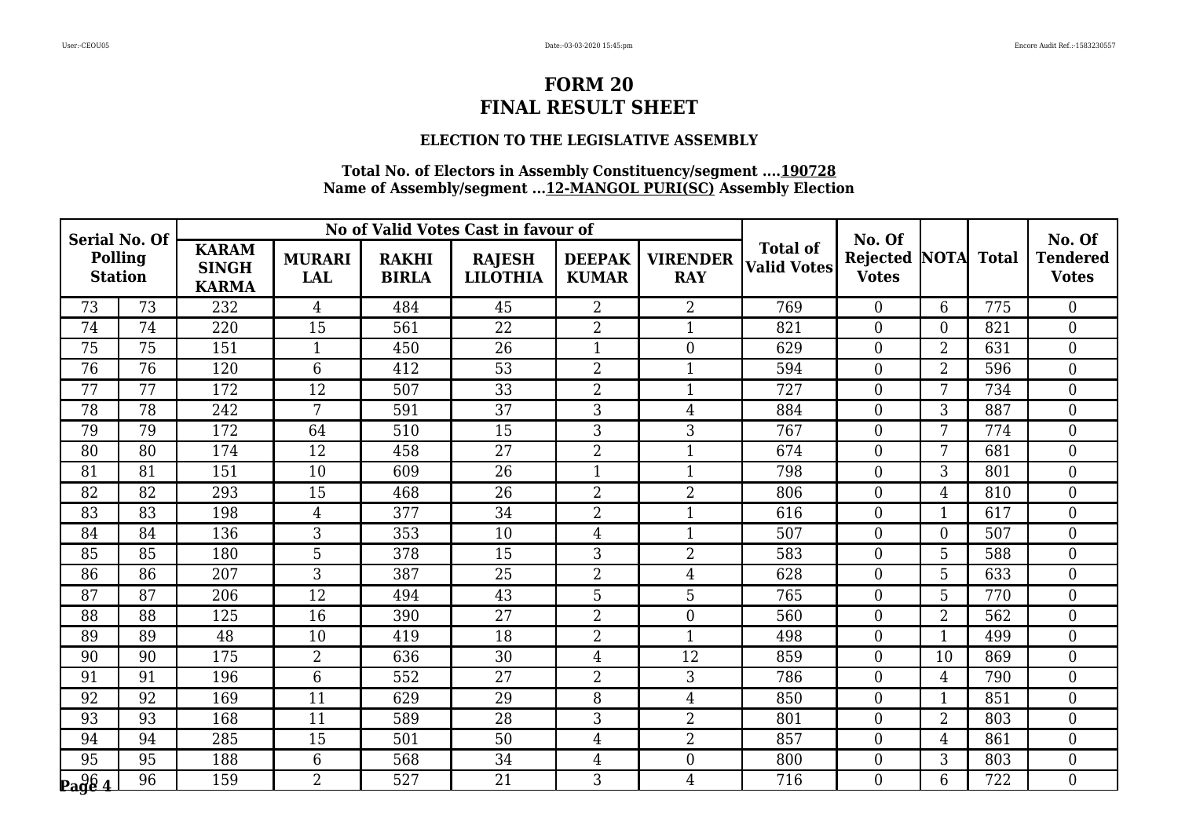# FORM 20
# FINAL RESULT SHEET

### ELECTION TO THE LEGISLATIVE ASSEMBLY

**Total No. of Electors in Assembly Constituency/segment ....190728**
**Name of Assembly/segment ...12-MANGOL PURI(SC) Assembly Election**

| Serial No. Of Polling Station | | No of Valid Votes Cast in favour of | | | | | | Total of Valid Votes | No. Of Rejected Votes | NOTA | Total | No. Of Tendered Votes |
|---|---|---|---|---|---|---|---|---|---|---|---|---|
| | | KARAM SINGH KARMA | MURARI LAL | RAKHI BIRLA | RAJESH LILOTHIA | DEEPAK KUMAR | VIRENDER RAY | | | | | |
| 73 | 73 | 232 | 4 | 484 | 45 | 2 | 2 | 769 | 0 | 6 | 775 | 0 |
| 74 | 74 | 220 | 15 | 561 | 22 | 2 | 1 | 821 | 0 | 0 | 821 | 0 |
| 75 | 75 | 151 | 1 | 450 | 26 | 1 | 0 | 629 | 0 | 2 | 631 | 0 |
| 76 | 76 | 120 | 6 | 412 | 53 | 2 | 1 | 594 | 0 | 2 | 596 | 0 |
| 77 | 77 | 172 | 12 | 507 | 33 | 2 | 1 | 727 | 0 | 7 | 734 | 0 |
| 78 | 78 | 242 | 7 | 591 | 37 | 3 | 4 | 884 | 0 | 3 | 887 | 0 |
| 79 | 79 | 172 | 64 | 510 | 15 | 3 | 3 | 767 | 0 | 7 | 774 | 0 |
| 80 | 80 | 174 | 12 | 458 | 27 | 2 | 1 | 674 | 0 | 7 | 681 | 0 |
| 81 | 81 | 151 | 10 | 609 | 26 | 1 | 1 | 798 | 0 | 3 | 801 | 0 |
| 82 | 82 | 293 | 15 | 468 | 26 | 2 | 2 | 806 | 0 | 4 | 810 | 0 |
| 83 | 83 | 198 | 4 | 377 | 34 | 2 | 1 | 616 | 0 | 1 | 617 | 0 |
| 84 | 84 | 136 | 3 | 353 | 10 | 4 | 1 | 507 | 0 | 0 | 507 | 0 |
| 85 | 85 | 180 | 5 | 378 | 15 | 3 | 2 | 583 | 0 | 5 | 588 | 0 |
| 86 | 86 | 207 | 3 | 387 | 25 | 2 | 4 | 628 | 0 | 5 | 633 | 0 |
| 87 | 87 | 206 | 12 | 494 | 43 | 5 | 5 | 765 | 0 | 5 | 770 | 0 |
| 88 | 88 | 125 | 16 | 390 | 27 | 2 | 0 | 560 | 0 | 2 | 562 | 0 |
| 89 | 89 | 48 | 10 | 419 | 18 | 2 | 1 | 498 | 0 | 1 | 499 | 0 |
| 90 | 90 | 175 | 2 | 636 | 30 | 4 | 12 | 859 | 0 | 10 | 869 | 0 |
| 91 | 91 | 196 | 6 | 552 | 27 | 2 | 3 | 786 | 0 | 4 | 790 | 0 |
| 92 | 92 | 169 | 11 | 629 | 29 | 8 | 4 | 850 | 0 | 1 | 851 | 0 |
| 93 | 93 | 168 | 11 | 589 | 28 | 3 | 2 | 801 | 0 | 2 | 803 | 0 |
| 94 | 94 | 285 | 15 | 501 | 50 | 4 | 2 | 857 | 0 | 4 | 861 | 0 |
| 95 | 95 | 188 | 6 | 568 | 34 | 4 | 0 | 800 | 0 | 3 | 803 | 0 |
| 96 | 96 | 159 | 2 | 527 | 21 | 3 | 4 | 716 | 0 | 6 | 722 | 0 |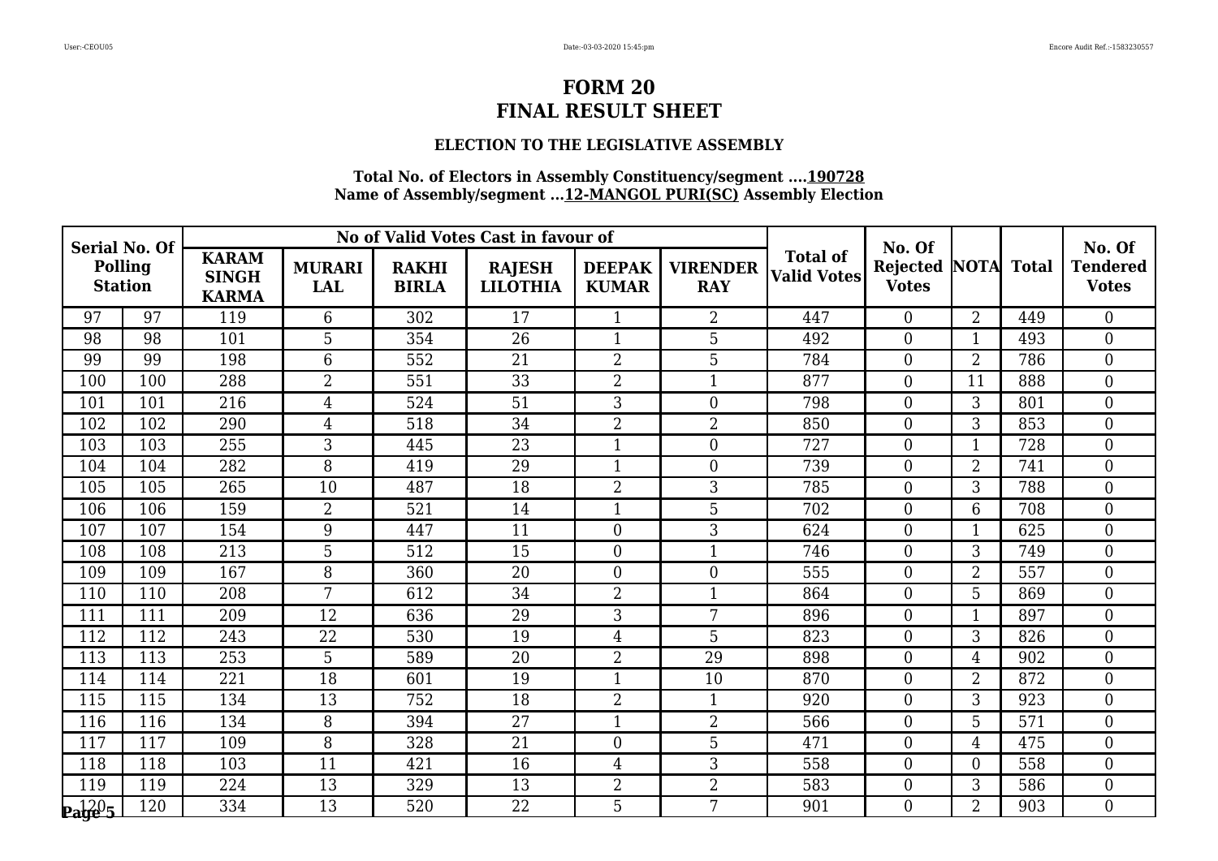# FORM 20
# FINAL RESULT SHEET

### ELECTION TO THE LEGISLATIVE ASSEMBLY

**Total No. of Electors in Assembly Constituency/segment ....190728**
**Name of Assembly/segment ...12-MANGOL PURI(SC) Assembly Election**

| Serial No. Of Polling Station | | No of Valid Votes Cast in favour of | | | | | | Total of Valid Votes | No. Of Rejected Votes | NOTA | Total | No. Of Tendered Votes |
|---|---|---|---|---|---|---|---|---|---|---|---|---|
| | | KARAM SINGH KARMA | MURARI LAL | RAKHI BIRLA | RAJESH LILOTHIA | DEEPAK KUMAR | VIRENDER RAY | | | | | |
| 97 | 97 | 119 | 6 | 302 | 17 | 1 | 2 | 447 | 0 | 2 | 449 | 0 |
| 98 | 98 | 101 | 5 | 354 | 26 | 1 | 5 | 492 | 0 | 1 | 493 | 0 |
| 99 | 99 | 198 | 6 | 552 | 21 | 2 | 5 | 784 | 0 | 2 | 786 | 0 |
| 100 | 100 | 288 | 2 | 551 | 33 | 2 | 1 | 877 | 0 | 11 | 888 | 0 |
| 101 | 101 | 216 | 4 | 524 | 51 | 3 | 0 | 798 | 0 | 3 | 801 | 0 |
| 102 | 102 | 290 | 4 | 518 | 34 | 2 | 2 | 850 | 0 | 3 | 853 | 0 |
| 103 | 103 | 255 | 3 | 445 | 23 | 1 | 0 | 727 | 0 | 1 | 728 | 0 |
| 104 | 104 | 282 | 8 | 419 | 29 | 1 | 0 | 739 | 0 | 2 | 741 | 0 |
| 105 | 105 | 265 | 10 | 487 | 18 | 2 | 3 | 785 | 0 | 3 | 788 | 0 |
| 106 | 106 | 159 | 2 | 521 | 14 | 1 | 5 | 702 | 0 | 6 | 708 | 0 |
| 107 | 107 | 154 | 9 | 447 | 11 | 0 | 3 | 624 | 0 | 1 | 625 | 0 |
| 108 | 108 | 213 | 5 | 512 | 15 | 0 | 1 | 746 | 0 | 3 | 749 | 0 |
| 109 | 109 | 167 | 8 | 360 | 20 | 0 | 0 | 555 | 0 | 2 | 557 | 0 |
| 110 | 110 | 208 | 7 | 612 | 34 | 2 | 1 | 864 | 0 | 5 | 869 | 0 |
| 111 | 111 | 209 | 12 | 636 | 29 | 3 | 7 | 896 | 0 | 1 | 897 | 0 |
| 112 | 112 | 243 | 22 | 530 | 19 | 4 | 5 | 823 | 0 | 3 | 826 | 0 |
| 113 | 113 | 253 | 5 | 589 | 20 | 2 | 29 | 898 | 0 | 4 | 902 | 0 |
| 114 | 114 | 221 | 18 | 601 | 19 | 1 | 10 | 870 | 0 | 2 | 872 | 0 |
| 115 | 115 | 134 | 13 | 752 | 18 | 2 | 1 | 920 | 0 | 3 | 923 | 0 |
| 116 | 116 | 134 | 8 | 394 | 27 | 1 | 2 | 566 | 0 | 5 | 571 | 0 |
| 117 | 117 | 109 | 8 | 328 | 21 | 0 | 5 | 471 | 0 | 4 | 475 | 0 |
| 118 | 118 | 103 | 11 | 421 | 16 | 4 | 3 | 558 | 0 | 0 | 558 | 0 |
| 119 | 119 | 224 | 13 | 329 | 13 | 2 | 2 | 583 | 0 | 3 | 586 | 0 |
| 120 | 120 | 334 | 13 | 520 | 22 | 5 | 7 | 901 | 0 | 2 | 903 | 0 |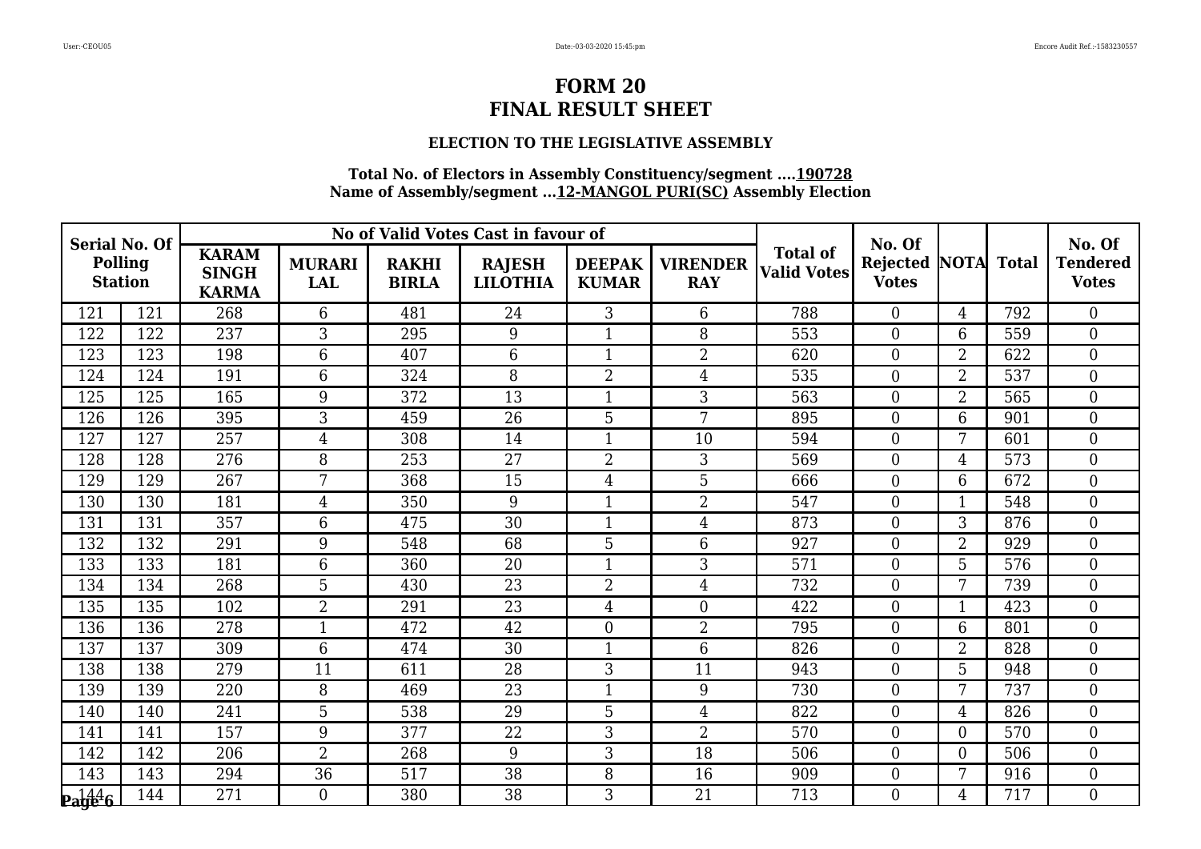# FORM 20
# FINAL RESULT SHEET

### ELECTION TO THE LEGISLATIVE ASSEMBLY

**Total No. of Electors in Assembly Constituency/segment ....190728**
**Name of Assembly/segment ...12-MANGOL PURI(SC) Assembly Election**

| Serial No. Of Polling Station | | No of Valid Votes Cast in favour of | | | | | | Total of Valid Votes | No. Of Rejected Votes | NOTA | Total | No. Of Tendered Votes |
|---|---|---|---|---|---|---|---|---|---|---|---|---|
| | | KARAM SINGH KARMA | MURARI LAL | RAKHI BIRLA | RAJESH LILOTHIA | DEEPAK KUMAR | VIRENDER RAY | | | | | |
| 121 | 121 | 268 | 6 | 481 | 24 | 3 | 6 | 788 | 0 | 4 | 792 | 0 |
| 122 | 122 | 237 | 3 | 295 | 9 | 1 | 8 | 553 | 0 | 6 | 559 | 0 |
| 123 | 123 | 198 | 6 | 407 | 6 | 1 | 2 | 620 | 0 | 2 | 622 | 0 |
| 124 | 124 | 191 | 6 | 324 | 8 | 2 | 4 | 535 | 0 | 2 | 537 | 0 |
| 125 | 125 | 165 | 9 | 372 | 13 | 1 | 3 | 563 | 0 | 2 | 565 | 0 |
| 126 | 126 | 395 | 3 | 459 | 26 | 5 | 7 | 895 | 0 | 6 | 901 | 0 |
| 127 | 127 | 257 | 4 | 308 | 14 | 1 | 10 | 594 | 0 | 7 | 601 | 0 |
| 128 | 128 | 276 | 8 | 253 | 27 | 2 | 3 | 569 | 0 | 4 | 573 | 0 |
| 129 | 129 | 267 | 7 | 368 | 15 | 4 | 5 | 666 | 0 | 6 | 672 | 0 |
| 130 | 130 | 181 | 4 | 350 | 9 | 1 | 2 | 547 | 0 | 1 | 548 | 0 |
| 131 | 131 | 357 | 6 | 475 | 30 | 1 | 4 | 873 | 0 | 3 | 876 | 0 |
| 132 | 132 | 291 | 9 | 548 | 68 | 5 | 6 | 927 | 0 | 2 | 929 | 0 |
| 133 | 133 | 181 | 6 | 360 | 20 | 1 | 3 | 571 | 0 | 5 | 576 | 0 |
| 134 | 134 | 268 | 5 | 430 | 23 | 2 | 4 | 732 | 0 | 7 | 739 | 0 |
| 135 | 135 | 102 | 2 | 291 | 23 | 4 | 0 | 422 | 0 | 1 | 423 | 0 |
| 136 | 136 | 278 | 1 | 472 | 42 | 0 | 2 | 795 | 0 | 6 | 801 | 0 |
| 137 | 137 | 309 | 6 | 474 | 30 | 1 | 6 | 826 | 0 | 2 | 828 | 0 |
| 138 | 138 | 279 | 11 | 611 | 28 | 3 | 11 | 943 | 0 | 5 | 948 | 0 |
| 139 | 139 | 220 | 8 | 469 | 23 | 1 | 9 | 730 | 0 | 7 | 737 | 0 |
| 140 | 140 | 241 | 5 | 538 | 29 | 5 | 4 | 822 | 0 | 4 | 826 | 0 |
| 141 | 141 | 157 | 9 | 377 | 22 | 3 | 2 | 570 | 0 | 0 | 570 | 0 |
| 142 | 142 | 206 | 2 | 268 | 9 | 3 | 18 | 506 | 0 | 0 | 506 | 0 |
| 143 | 143 | 294 | 36 | 517 | 38 | 8 | 16 | 909 | 0 | 7 | 916 | 0 |
| 144 | 144 | 271 | 0 | 380 | 38 | 3 | 21 | 713 | 0 | 4 | 717 | 0 |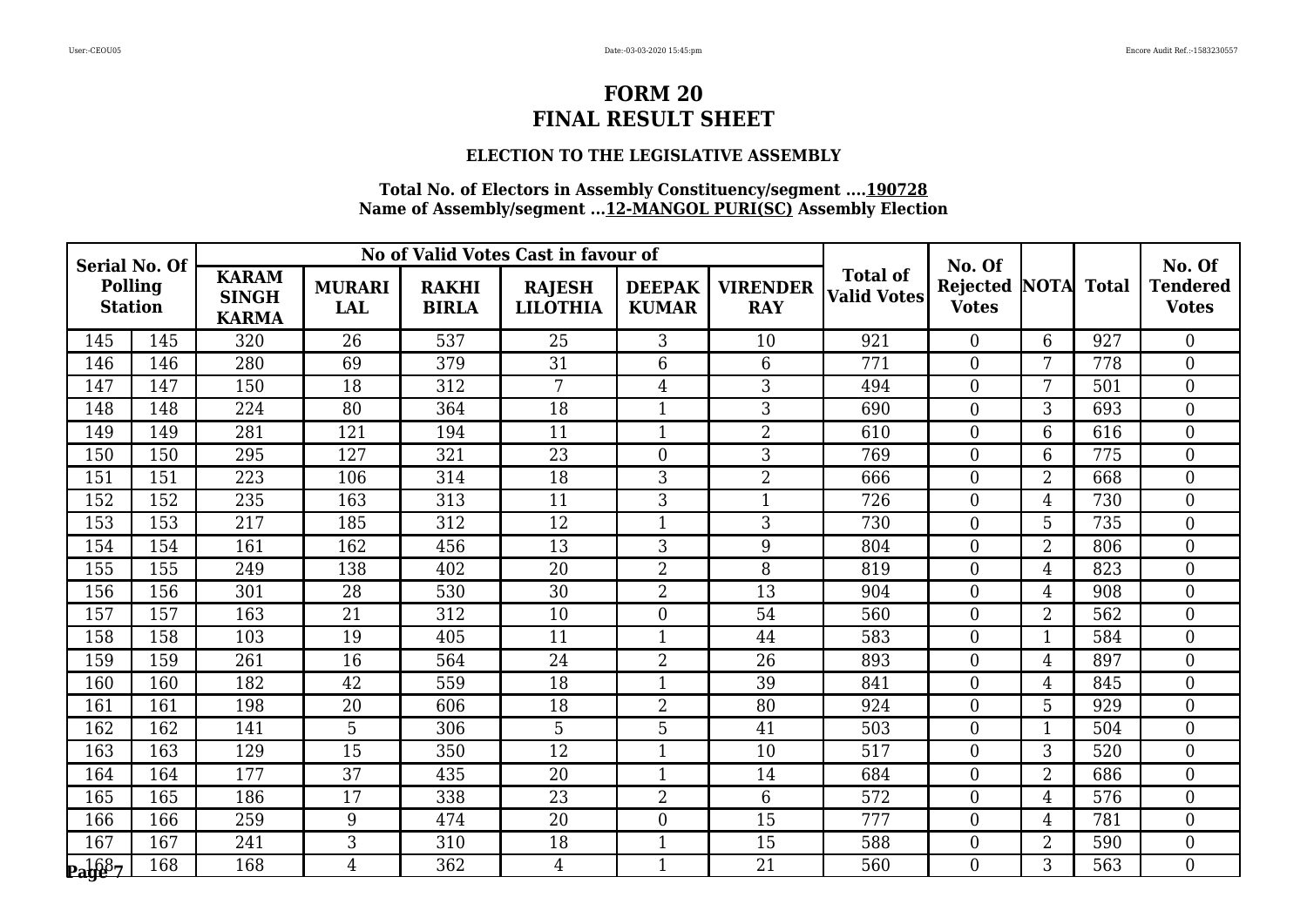# FORM 20
# FINAL RESULT SHEET

### ELECTION TO THE LEGISLATIVE ASSEMBLY

**Total No. of Electors in Assembly Constituency/segment ....190728**
**Name of Assembly/segment ...12-MANGOL PURI(SC) Assembly Election**

| Serial No. Of Polling Station | | No of Valid Votes Cast in favour of | | | | | | Total of Valid Votes | No. Of Rejected Votes | NOTA | Total | No. Of Tendered Votes |
|---|---|---|---|---|---|---|---|---|---|---|---|---|
| | | KARAM SINGH KARMA | MURARI LAL | RAKHI BIRLA | RAJESH LILOTHIA | DEEPAK KUMAR | VIRENDER RAY | | | | | |
| 145 | 145 | 320 | 26 | 537 | 25 | 3 | 10 | 921 | 0 | 6 | 927 | 0 |
| 146 | 146 | 280 | 69 | 379 | 31 | 6 | 6 | 771 | 0 | 7 | 778 | 0 |
| 147 | 147 | 150 | 18 | 312 | 7 | 4 | 3 | 494 | 0 | 7 | 501 | 0 |
| 148 | 148 | 224 | 80 | 364 | 18 | 1 | 3 | 690 | 0 | 3 | 693 | 0 |
| 149 | 149 | 281 | 121 | 194 | 11 | 1 | 2 | 610 | 0 | 6 | 616 | 0 |
| 150 | 150 | 295 | 127 | 321 | 23 | 0 | 3 | 769 | 0 | 6 | 775 | 0 |
| 151 | 151 | 223 | 106 | 314 | 18 | 3 | 2 | 666 | 0 | 2 | 668 | 0 |
| 152 | 152 | 235 | 163 | 313 | 11 | 3 | 1 | 726 | 0 | 4 | 730 | 0 |
| 153 | 153 | 217 | 185 | 312 | 12 | 1 | 3 | 730 | 0 | 5 | 735 | 0 |
| 154 | 154 | 161 | 162 | 456 | 13 | 3 | 9 | 804 | 0 | 2 | 806 | 0 |
| 155 | 155 | 249 | 138 | 402 | 20 | 2 | 8 | 819 | 0 | 4 | 823 | 0 |
| 156 | 156 | 301 | 28 | 530 | 30 | 2 | 13 | 904 | 0 | 4 | 908 | 0 |
| 157 | 157 | 163 | 21 | 312 | 10 | 0 | 54 | 560 | 0 | 2 | 562 | 0 |
| 158 | 158 | 103 | 19 | 405 | 11 | 1 | 44 | 583 | 0 | 1 | 584 | 0 |
| 159 | 159 | 261 | 16 | 564 | 24 | 2 | 26 | 893 | 0 | 4 | 897 | 0 |
| 160 | 160 | 182 | 42 | 559 | 18 | 1 | 39 | 841 | 0 | 4 | 845 | 0 |
| 161 | 161 | 198 | 20 | 606 | 18 | 2 | 80 | 924 | 0 | 5 | 929 | 0 |
| 162 | 162 | 141 | 5 | 306 | 5 | 5 | 41 | 503 | 0 | 1 | 504 | 0 |
| 163 | 163 | 129 | 15 | 350 | 12 | 1 | 10 | 517 | 0 | 3 | 520 | 0 |
| 164 | 164 | 177 | 37 | 435 | 20 | 1 | 14 | 684 | 0 | 2 | 686 | 0 |
| 165 | 165 | 186 | 17 | 338 | 23 | 2 | 6 | 572 | 0 | 4 | 576 | 0 |
| 166 | 166 | 259 | 9 | 474 | 20 | 0 | 15 | 777 | 0 | 4 | 781 | 0 |
| 167 | 167 | 241 | 3 | 310 | 18 | 1 | 15 | 588 | 0 | 2 | 590 | 0 |
| 168 | 168 | 168 | 4 | 362 | 4 | 1 | 21 | 560 | 0 | 3 | 563 | 0 |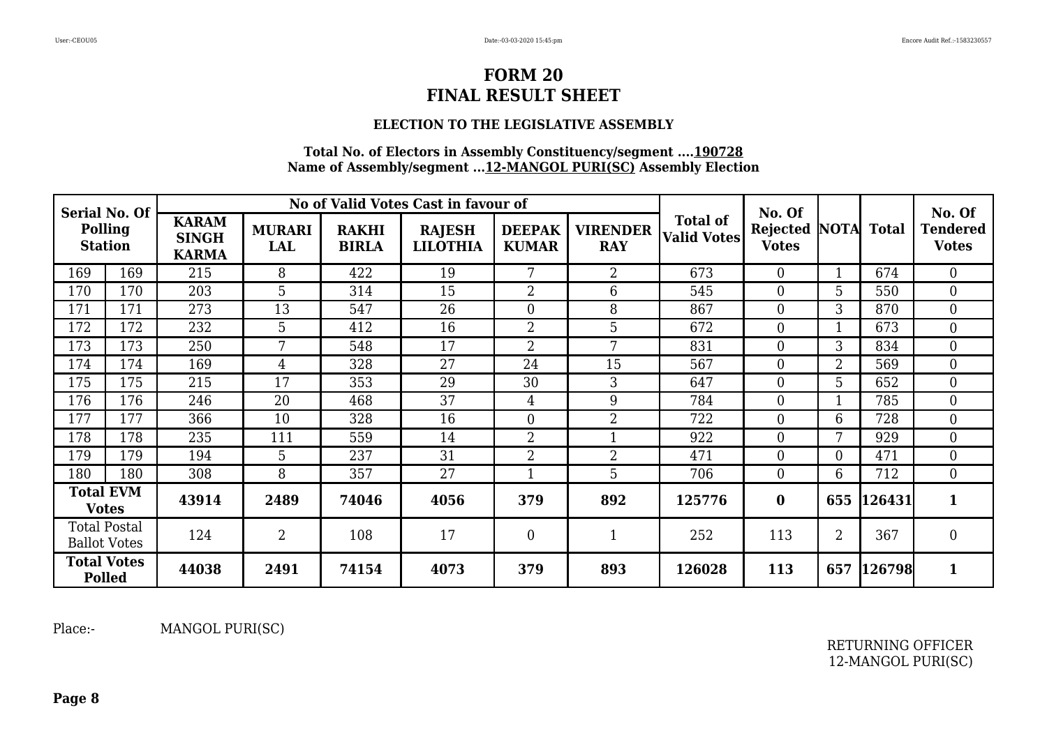# FORM 20
# FINAL RESULT SHEET

### ELECTION TO THE LEGISLATIVE ASSEMBLY

**Total No. of Electors in Assembly Constituency/segment ....190728**
**Name of Assembly/segment ...12-MANGOL PURI(SC) Assembly Election**

| Serial No. Of Polling Station | | No of Valid Votes Cast in favour of | | | | | | Total of Valid Votes | No. Of Rejected Votes | NOTA | Total | No. Of Tendered Votes |
|---|---|---|---|---|---|---|---|---|---|---|---|---|
| | | KARAM SINGH KARMA | MURARI LAL | RAKHI BIRLA | RAJESH LILOTHIA | DEEPAK KUMAR | VIRENDER RAY | | | | | |
| 169 | 169 | 215 | 8 | 422 | 19 | 7 | 2 | 673 | 0 | 1 | 674 | 0 |
| 170 | 170 | 203 | 5 | 314 | 15 | 2 | 6 | 545 | 0 | 5 | 550 | 0 |
| 171 | 171 | 273 | 13 | 547 | 26 | 0 | 8 | 867 | 0 | 3 | 870 | 0 |
| 172 | 172 | 232 | 5 | 412 | 16 | 2 | 5 | 672 | 0 | 1 | 673 | 0 |
| 173 | 173 | 250 | 7 | 548 | 17 | 2 | 7 | 831 | 0 | 3 | 834 | 0 |
| 174 | 174 | 169 | 4 | 328 | 27 | 24 | 15 | 567 | 0 | 2 | 569 | 0 |
| 175 | 175 | 215 | 17 | 353 | 29 | 30 | 3 | 647 | 0 | 5 | 652 | 0 |
| 176 | 176 | 246 | 20 | 468 | 37 | 4 | 9 | 784 | 0 | 1 | 785 | 0 |
| 177 | 177 | 366 | 10 | 328 | 16 | 0 | 2 | 722 | 0 | 6 | 728 | 0 |
| 178 | 178 | 235 | 111 | 559 | 14 | 2 | 1 | 922 | 0 | 7 | 929 | 0 |
| 179 | 179 | 194 | 5 | 237 | 31 | 2 | 2 | 471 | 0 | 0 | 471 | 0 |
| 180 | 180 | 308 | 8 | 357 | 27 | 1 | 5 | 706 | 0 | 6 | 712 | 0 |
| **Total EVM Votes** | | **43914** | **2489** | **74046** | **4056** | **379** | **892** | **125776** | **0** | **655** | **126431** | **1** |
| Total Postal Ballot Votes | | 124 | 2 | 108 | 17 | 0 | 1 | 252 | 113 | 2 | 367 | 0 |
| **Total Votes Polled** | | **44038** | **2491** | **74154** | **4073** | **379** | **893** | **126028** | **113** | **657** | **126798** | **1** |

Place:- MANGOL PURI(SC)

RETURNING OFFICER
12-MANGOL PURI(SC)